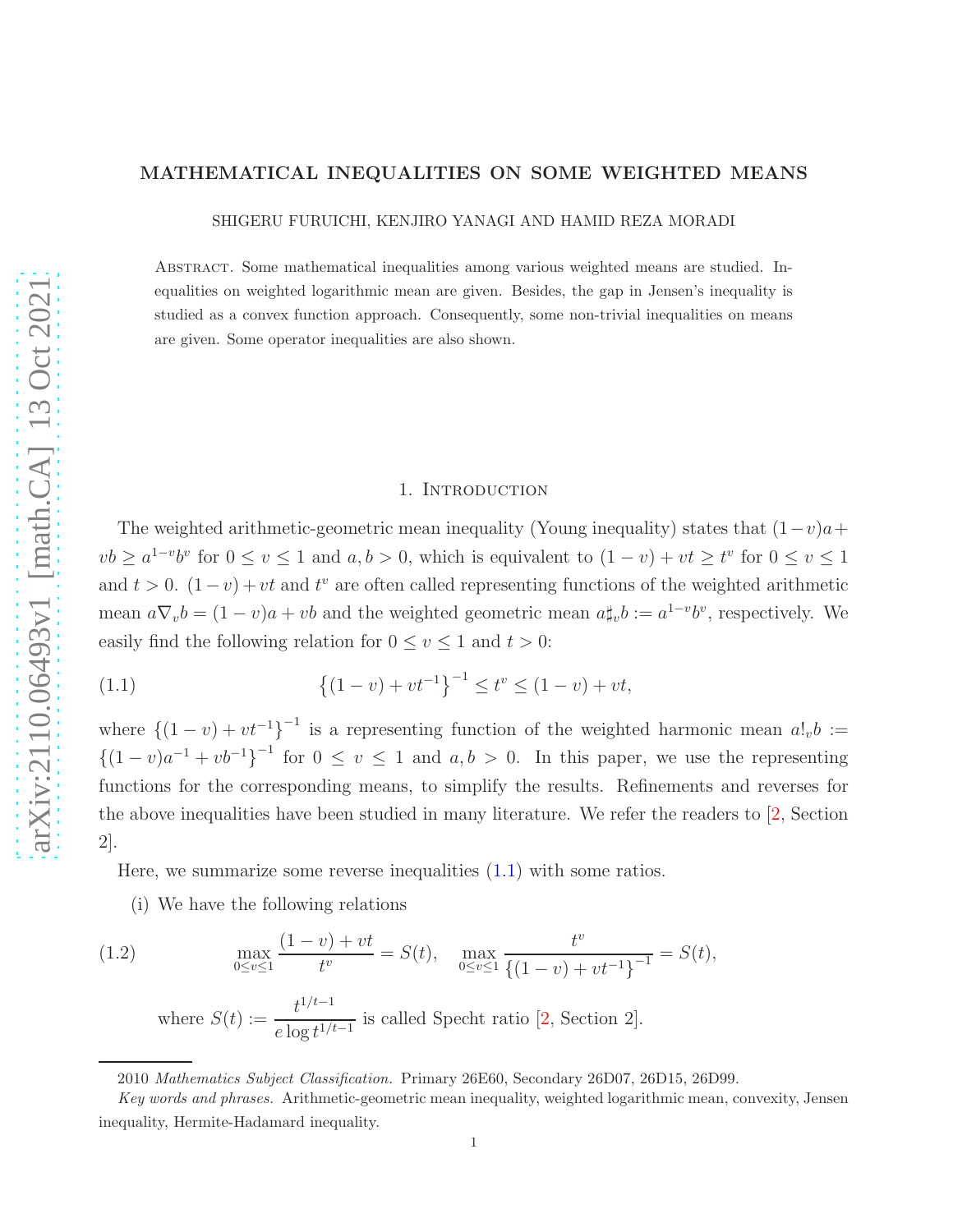# MATHEMATICAL INEQUALITIES ON SOME WEIGHTED MEANS

SHIGERU FURUICHI, KENJIRO YANAGI AND HAMID REZA MORADI

Abstract. Some mathematical inequalities among various weighted means are studied. Inequalities on weighted logarithmic mean are given. Besides, the gap in Jensen's inequality is studied as a convex function approach. Consequently, some non-trivial inequalities on means are given. Some operator inequalities are also shown.

## 1. Introduction

The weighted arithmetic-geometric mean inequality (Young inequality) states that $(1-v)a+vb \geq a^{1-v}b^v$ for $0 \leq v \leq 1$ and $a,b>0$, which is equivalent to $(1-v)+vt \geq t^v$ for $0 \leq v \leq 1$ and $t>0$. $(1-v)+vt$ and $t^v$ are often called representing functions of the weighted arithmetic mean $a\nabla_v b = (1-v)a+vb$ and the weighted geometric mean $a\sharp_v b := a^{1-v}b^v$, respectively. We easily find the following relation for $0 \leq v \leq 1$ and $t>0$:

$$\left\{(1-v)+vt^{-1}\right\}^{-1} \leq t^v \leq (1-v)+vt, \tag{1.1}$$

where $\left\{(1-v)+vt^{-1}\right\}^{-1}$ is a representing function of the weighted harmonic mean $a!_v b := \left\{(1-v)a^{-1}+vb^{-1}\right\}^{-1}$ for $0 \leq v \leq 1$ and $a,b>0$. In this paper, we use the representing functions for the corresponding means, to simplify the results. Refinements and reverses for the above inequalities have been studied in many literature. We refer the readers to [2, Section 2].

Here, we summarize some reverse inequalities (1.1) with some ratios.

(i) We have the following relations

$$\max_{0\leq v\leq 1} \frac{(1-v)+vt}{t^v} = S(t), \quad \max_{0\leq v\leq 1} \frac{t^v}{\left\{(1-v)+vt^{-1}\right\}^{-1}} = S(t), \tag{1.2}$$

where $S(t) := \dfrac{t^{1/t-1}}{e\log t^{1/t-1}}$ is called Specht ratio [2, Section 2].

2010 *Mathematics Subject Classification.* Primary 26E60, Secondary 26D07, 26D15, 26D99.

*Key words and phrases.* Arithmetic-geometric mean inequality, weighted logarithmic mean, convexity, Jensen inequality, Hermite-Hadamard inequality.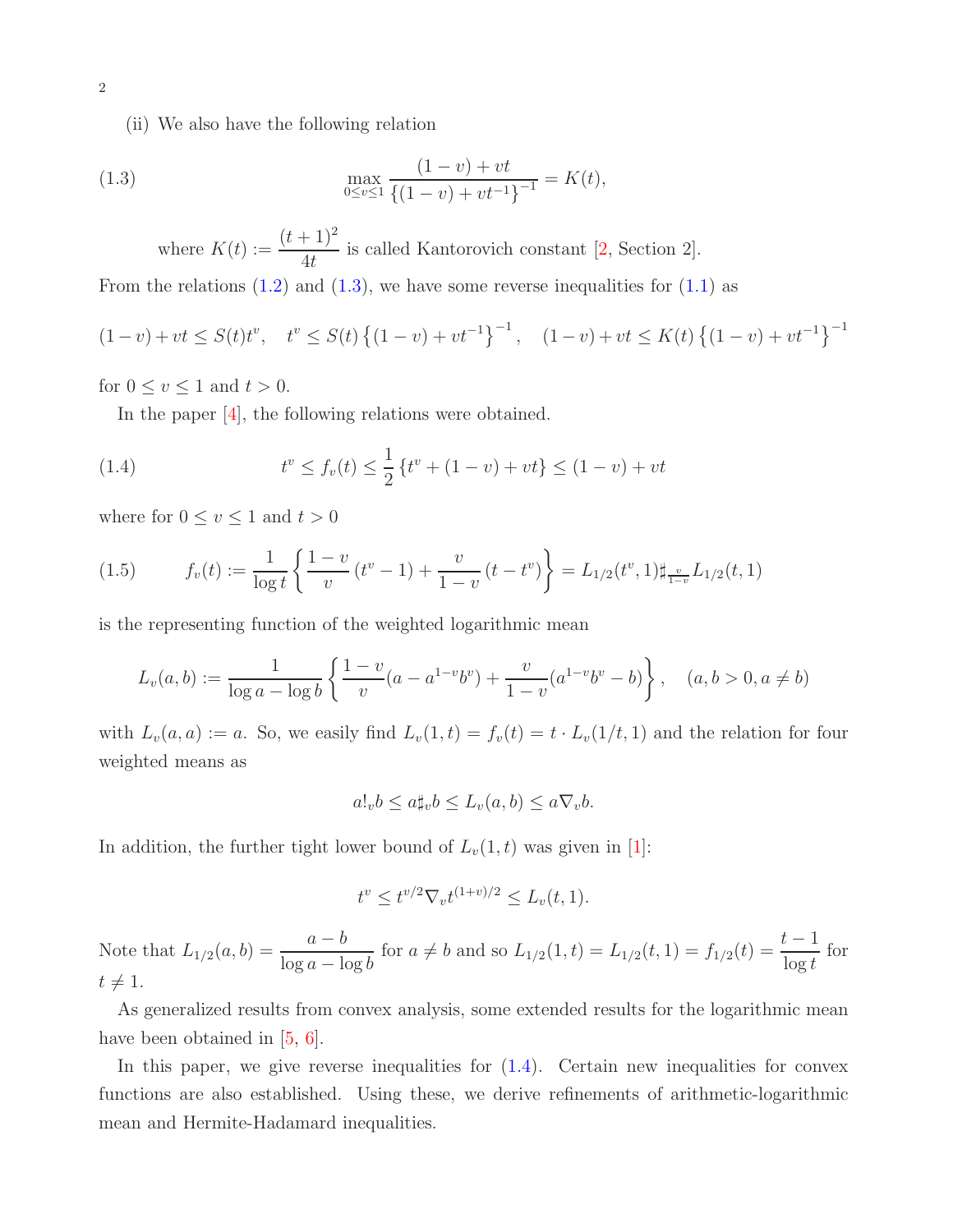(ii) We also have the following relation

$$\max_{0\le v\le 1} \frac{(1-v)+vt}{\left\{(1-v)+vt^{-1}\right\}^{-1}} = K(t), \tag{1.3}$$

where $K(t) := \dfrac{(t+1)^2}{4t}$ is called Kantorovich constant [2, Section 2].

From the relations (1.2) and (1.3), we have some reverse inequalities for (1.1) as

$$(1-v)+vt \le S(t)t^v, \quad t^v \le S(t)\left\{(1-v)+vt^{-1}\right\}^{-1}, \quad (1-v)+vt \le K(t)\left\{(1-v)+vt^{-1}\right\}^{-1}$$

for $0 \le v \le 1$ and $t > 0$.

In the paper [4], the following relations were obtained.

$$t^v \le f_v(t) \le \frac{1}{2}\left\{t^v + (1-v) + vt\right\} \le (1-v)+vt \tag{1.4}$$

where for $0 \le v \le 1$ and $t > 0$

$$f_v(t) := \frac{1}{\log t}\left\{\frac{1-v}{v}\left(t^v - 1\right) + \frac{v}{1-v}\left(t - t^v\right)\right\} = L_{1/2}(t^v, 1)\sharp_{\frac{v}{1-v}} L_{1/2}(t,1) \tag{1.5}$$

is the representing function of the weighted logarithmic mean

$$L_v(a,b) := \frac{1}{\log a - \log b}\left\{\frac{1-v}{v}(a - a^{1-v}b^v) + \frac{v}{1-v}(a^{1-v}b^v - b)\right\}, \quad (a,b>0, a\ne b)$$

with $L_v(a,a) := a$. So, we easily find $L_v(1,t) = f_v(t) = t\cdot L_v(1/t, 1)$ and the relation for four weighted means as

$$a!_v b \le a\sharp_v b \le L_v(a,b) \le a\nabla_v b.$$

In addition, the further tight lower bound of $L_v(1,t)$ was given in [1]:

$$t^v \le t^{v/2}\nabla_v t^{(1+v)/2} \le L_v(t,1).$$

Note that $L_{1/2}(a,b) = \dfrac{a-b}{\log a - \log b}$ for $a \ne b$ and so $L_{1/2}(1,t) = L_{1/2}(t,1) = f_{1/2}(t) = \dfrac{t-1}{\log t}$ for $t \ne 1$.

As generalized results from convex analysis, some extended results for the logarithmic mean have been obtained in [5, 6].

In this paper, we give reverse inequalities for (1.4). Certain new inequalities for convex functions are also established. Using these, we derive refinements of arithmetic-logarithmic mean and Hermite-Hadamard inequalities.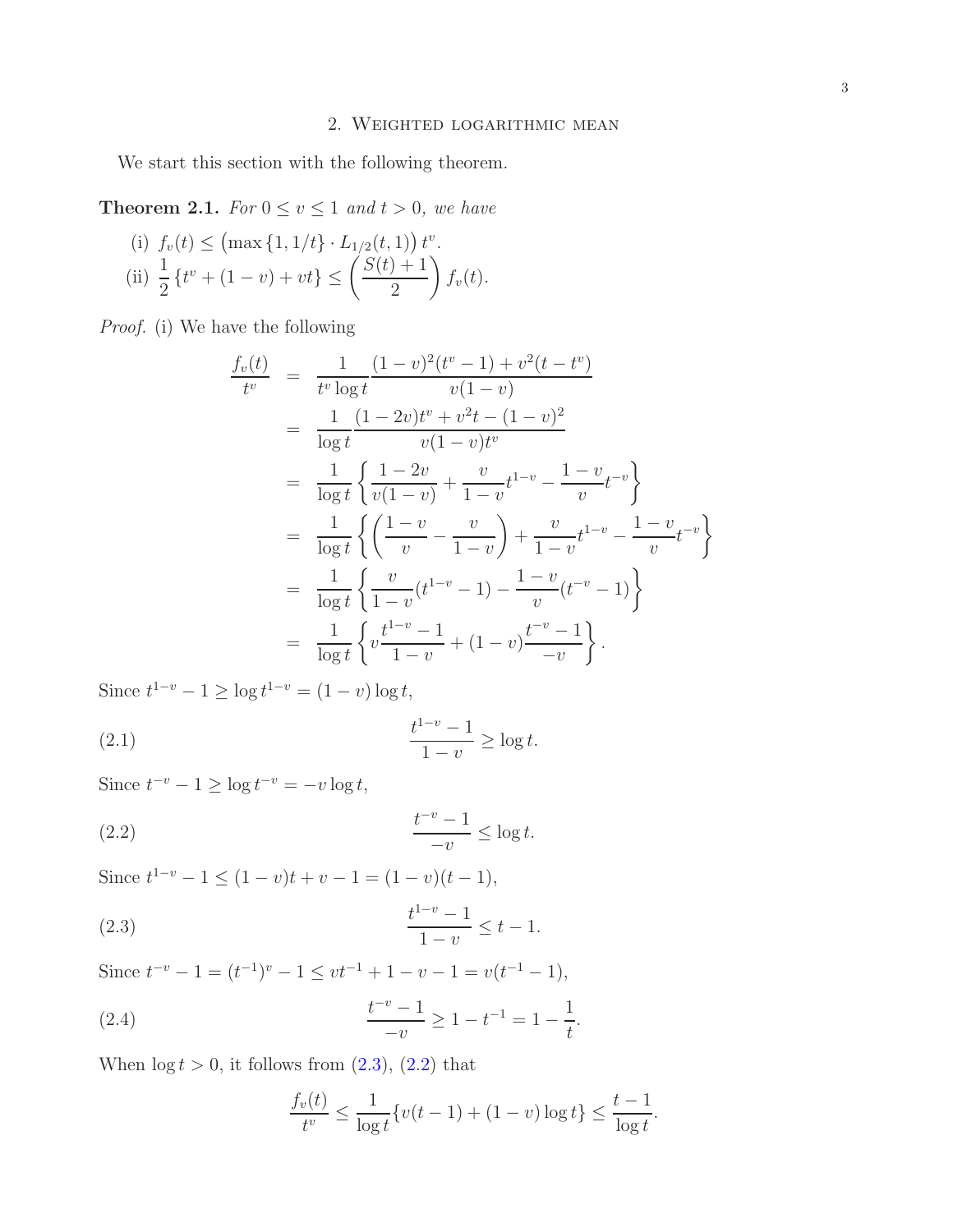## 2. Weighted logarithmic mean

We start this section with the following theorem.

**Theorem 2.1.** *For $0 \le v \le 1$ and $t > 0$, we have*

(i) $f_v(t) \le \left(\max\{1, 1/t\} \cdot L_{1/2}(t,1)\right) t^v$.

(ii) $\dfrac{1}{2}\{t^v + (1-v) + vt\} \le \left(\dfrac{S(t)+1}{2}\right) f_v(t)$.

*Proof.* (i) We have the following

$$
\begin{aligned}
\frac{f_v(t)}{t^v} &= \frac{1}{t^v \log t} \frac{(1-v)^2(t^v-1) + v^2(t-t^v)}{v(1-v)} \\
&= \frac{1}{\log t} \frac{(1-2v)t^v + v^2 t - (1-v)^2}{v(1-v)t^v} \\
&= \frac{1}{\log t}\left\{\frac{1-2v}{v(1-v)} + \frac{v}{1-v}t^{1-v} - \frac{1-v}{v}t^{-v}\right\} \\
&= \frac{1}{\log t}\left\{\left(\frac{1-v}{v} - \frac{v}{1-v}\right) + \frac{v}{1-v}t^{1-v} - \frac{1-v}{v}t^{-v}\right\} \\
&= \frac{1}{\log t}\left\{\frac{v}{1-v}(t^{1-v}-1) - \frac{1-v}{v}(t^{-v}-1)\right\} \\
&= \frac{1}{\log t}\left\{v\frac{t^{1-v}-1}{1-v} + (1-v)\frac{t^{-v}-1}{-v}\right\}.
\end{aligned}
$$

Since $t^{1-v} - 1 \ge \log t^{1-v} = (1-v)\log t$,

$$
\frac{t^{1-v}-1}{1-v} \ge \log t. \tag{2.1}
$$

Since $t^{-v} - 1 \ge \log t^{-v} = -v \log t$,

$$
\frac{t^{-v}-1}{-v} \le \log t. \tag{2.2}
$$

Since $t^{1-v} - 1 \le (1-v)t + v - 1 = (1-v)(t-1)$,

$$
\frac{t^{1-v}-1}{1-v} \le t - 1. \tag{2.3}
$$

Since $t^{-v} - 1 = (t^{-1})^v - 1 \le vt^{-1} + 1 - v - 1 = v(t^{-1} - 1)$,

$$
\frac{t^{-v}-1}{-v} \ge 1 - t^{-1} = 1 - \frac{1}{t}. \tag{2.4}
$$

When $\log t > 0$, it follows from (2.3), (2.2) that

$$
\frac{f_v(t)}{t^v} \le \frac{1}{\log t}\{v(t-1) + (1-v)\log t\} \le \frac{t-1}{\log t}.
$$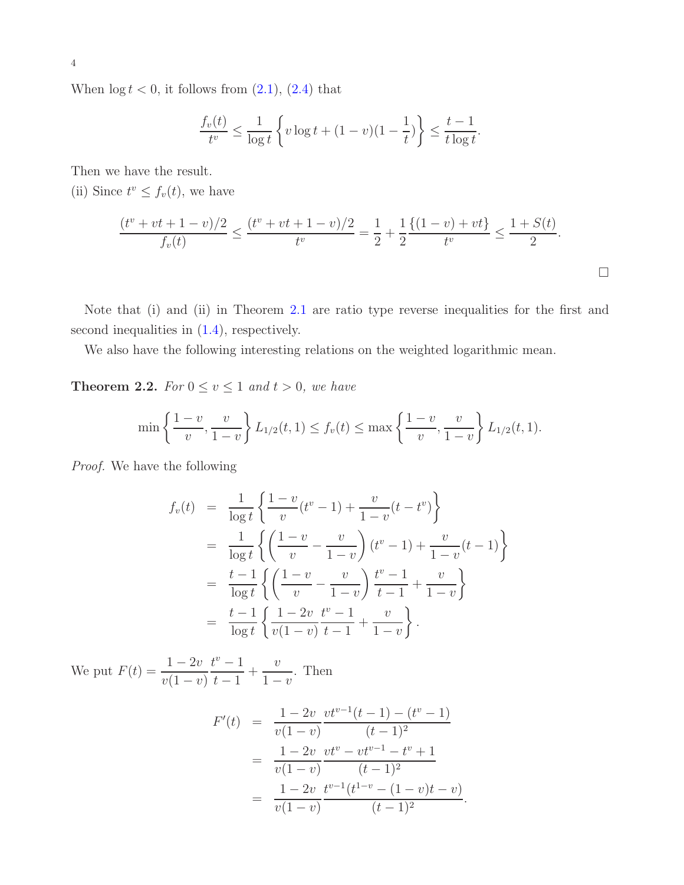When $\log t < 0$, it follows from (2.1), (2.4) that

$$\frac{f_v(t)}{t^v} \leq \frac{1}{\log t}\left\{v\log t + (1-v)(1-\frac{1}{t})\right\} \leq \frac{t-1}{t\log t}.$$

Then we have the result.

(ii) Since $t^v \leq f_v(t)$, we have

$$\frac{(t^v + vt + 1 - v)/2}{f_v(t)} \leq \frac{(t^v + vt + 1 - v)/2}{t^v} = \frac{1}{2} + \frac{1}{2}\frac{\{(1-v) + vt\}}{t^v} \leq \frac{1 + S(t)}{2}.$$

□

Note that (i) and (ii) in Theorem 2.1 are ratio type reverse inequalities for the first and second inequalities in (1.4), respectively.

We also have the following interesting relations on the weighted logarithmic mean.

**Theorem 2.2.** *For $0 \leq v \leq 1$ and $t > 0$, we have*

$$\min\left\{\frac{1-v}{v}, \frac{v}{1-v}\right\} L_{1/2}(t,1) \leq f_v(t) \leq \max\left\{\frac{1-v}{v}, \frac{v}{1-v}\right\} L_{1/2}(t,1).$$

*Proof.* We have the following

$$\begin{aligned}
f_v(t) &= \frac{1}{\log t}\left\{\frac{1-v}{v}(t^v - 1) + \frac{v}{1-v}(t - t^v)\right\} \\
&= \frac{1}{\log t}\left\{\left(\frac{1-v}{v} - \frac{v}{1-v}\right)(t^v - 1) + \frac{v}{1-v}(t-1)\right\} \\
&= \frac{t-1}{\log t}\left\{\left(\frac{1-v}{v} - \frac{v}{1-v}\right)\frac{t^v - 1}{t-1} + \frac{v}{1-v}\right\} \\
&= \frac{t-1}{\log t}\left\{\frac{1-2v}{v(1-v)}\frac{t^v-1}{t-1} + \frac{v}{1-v}\right\}.
\end{aligned}$$

We put $F(t) = \dfrac{1-2v}{v(1-v)}\dfrac{t^v-1}{t-1} + \dfrac{v}{1-v}$. Then

$$\begin{aligned}
F'(t) &= \frac{1-2v}{v(1-v)}\frac{vt^{v-1}(t-1) - (t^v - 1)}{(t-1)^2} \\
&= \frac{1-2v}{v(1-v)}\frac{vt^v - vt^{v-1} - t^v + 1}{(t-1)^2} \\
&= \frac{1-2v}{v(1-v)}\frac{t^{v-1}(t^{1-v} - (1-v)t - v)}{(t-1)^2}.
\end{aligned}$$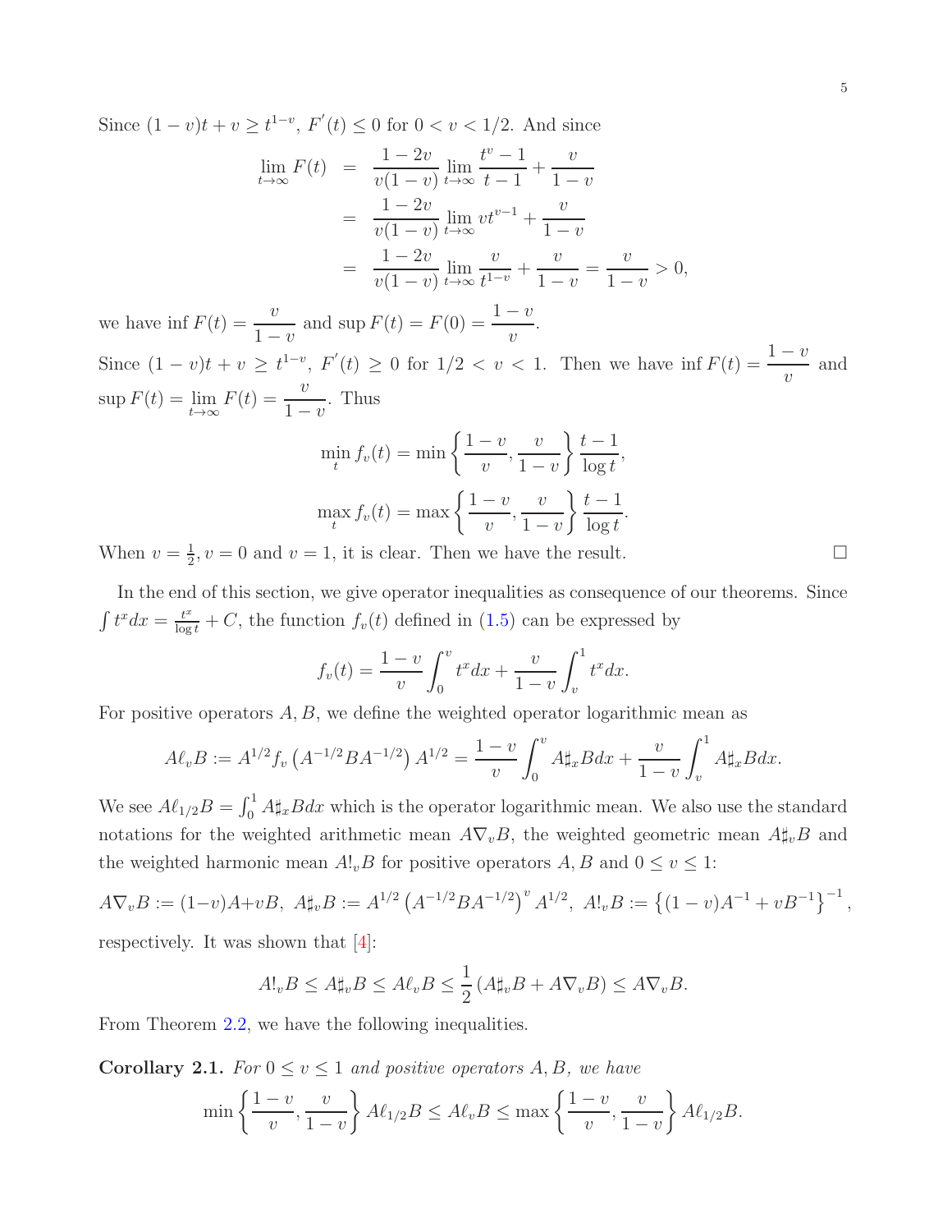Since $(1-v)t+v \geq t^{1-v}$, $F^{'}(t) \leq 0$ for $0 < v < 1/2$. And since

$$
\begin{aligned}
\lim_{t\to\infty} F(t) &= \frac{1-2v}{v(1-v)} \lim_{t\to\infty} \frac{t^v - 1}{t-1} + \frac{v}{1-v} \\
&= \frac{1-2v}{v(1-v)} \lim_{t\to\infty} vt^{v-1} + \frac{v}{1-v} \\
&= \frac{1-2v}{v(1-v)} \lim_{t\to\infty} \frac{v}{t^{1-v}} + \frac{v}{1-v} = \frac{v}{1-v} > 0,
\end{aligned}
$$

we have $\inf F(t) = \dfrac{v}{1-v}$ and $\sup F(t) = F(0) = \dfrac{1-v}{v}$.

Since $(1-v)t+v \geq t^{1-v}$, $F^{'}(t) \geq 0$ for $1/2 < v < 1$. Then we have $\inf F(t) = \dfrac{1-v}{v}$ and $\sup F(t) = \lim\limits_{t\to\infty} F(t) = \dfrac{v}{1-v}$. Thus

$$
\min_t f_v(t) = \min\left\{\frac{1-v}{v}, \frac{v}{1-v}\right\} \frac{t-1}{\log t},
$$

$$
\max_t f_v(t) = \max\left\{\frac{1-v}{v}, \frac{v}{1-v}\right\} \frac{t-1}{\log t}.
$$

When $v = \frac{1}{2}, v = 0$ and $v = 1$, it is clear. Then we have the result. $\square$

In the end of this section, we give operator inequalities as consequence of our theorems. Since $\int t^x dx = \frac{t^x}{\log t} + C$, the function $f_v(t)$ defined in (1.5) can be expressed by

$$
f_v(t) = \frac{1-v}{v} \int_0^v t^x dx + \frac{v}{1-v} \int_v^1 t^x dx.
$$

For positive operators $A, B$, we define the weighted operator logarithmic mean as

$$
A\ell_v B := A^{1/2} f_v\left(A^{-1/2} B A^{-1/2}\right) A^{1/2} = \frac{1-v}{v} \int_0^v A\sharp_x B dx + \frac{v}{1-v} \int_v^1 A\sharp_x B dx.
$$

We see $A\ell_{1/2}B = \int_0^1 A\sharp_x B dx$ which is the operator logarithmic mean. We also use the standard notations for the weighted arithmetic mean $A\nabla_v B$, the weighted geometric mean $A\sharp_v B$ and the weighted harmonic mean $A!_v B$ for positive operators $A, B$ and $0 \leq v \leq 1$:

$$
A\nabla_v B := (1-v)A + vB,\ A\sharp_v B := A^{1/2}\left(A^{-1/2} B A^{-1/2}\right)^v A^{1/2},\ A!_v B := \left\{(1-v)A^{-1} + vB^{-1}\right\}^{-1},
$$

respectively. It was shown that [4]:

$$
A!_v B \leq A\sharp_v B \leq A\ell_v B \leq \frac{1}{2}\left(A\sharp_v B + A\nabla_v B\right) \leq A\nabla_v B.
$$

From Theorem 2.2, we have the following inequalities.

**Corollary 2.1.** *For $0 \leq v \leq 1$ and positive operators $A, B$, we have*

$$
\min\left\{\frac{1-v}{v}, \frac{v}{1-v}\right\} A\ell_{1/2}B \leq A\ell_v B \leq \max\left\{\frac{1-v}{v}, \frac{v}{1-v}\right\} A\ell_{1/2}B.
$$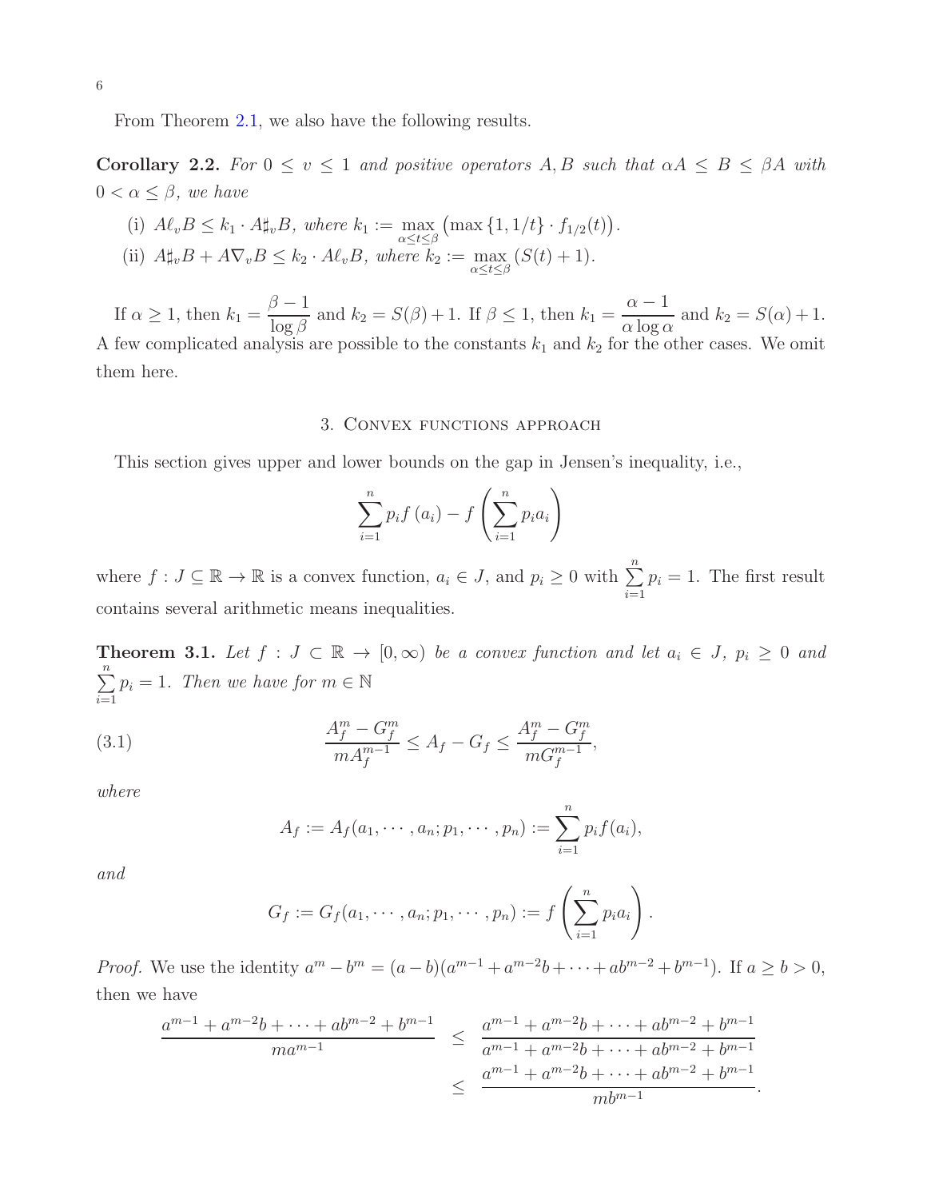From Theorem 2.1, we also have the following results.

**Corollary 2.2.** *For $0 \le v \le 1$ and positive operators $A, B$ such that $\alpha A \le B \le \beta A$ with $0 < \alpha \le \beta$, we have*

(i) $A\ell_v B \le k_1 \cdot A\sharp_v B$, *where* $k_1 := \max\limits_{\alpha \le t \le \beta} \left(\max\{1, 1/t\} \cdot f_{1/2}(t)\right)$.

(ii) $A\sharp_v B + A\nabla_v B \le k_2 \cdot A\ell_v B$, *where* $k_2 := \max\limits_{\alpha \le t \le \beta} (S(t) + 1)$.

If $\alpha \ge 1$, then $k_1 = \dfrac{\beta - 1}{\log \beta}$ and $k_2 = S(\beta) + 1$. If $\beta \le 1$, then $k_1 = \dfrac{\alpha - 1}{\alpha \log \alpha}$ and $k_2 = S(\alpha) + 1$. A few complicated analysis are possible to the constants $k_1$ and $k_2$ for the other cases. We omit them here.

## 3. Convex functions approach

This section gives upper and lower bounds on the gap in Jensen's inequality, i.e.,

$$\sum_{i=1}^{n} p_i f(a_i) - f\left(\sum_{i=1}^{n} p_i a_i\right)$$

where $f : J \subseteq \mathbb{R} \to \mathbb{R}$ is a convex function, $a_i \in J$, and $p_i \ge 0$ with $\sum\limits_{i=1}^{n} p_i = 1$. The first result contains several arithmetic means inequalities.

**Theorem 3.1.** *Let $f : J \subset \mathbb{R} \to [0, \infty)$ be a convex function and let $a_i \in J$, $p_i \ge 0$ and $\sum\limits_{i=1}^{n} p_i = 1$. Then we have for $m \in \mathbb{N}$*

$$\frac{A_f^m - G_f^m}{m A_f^{m-1}} \le A_f - G_f \le \frac{A_f^m - G_f^m}{m G_f^{m-1}}, \tag{3.1}$$

*where*

$$A_f := A_f(a_1, \cdots, a_n; p_1, \cdots, p_n) := \sum_{i=1}^{n} p_i f(a_i),$$

*and*

$$G_f := G_f(a_1, \cdots, a_n; p_1, \cdots, p_n) := f\left(\sum_{i=1}^{n} p_i a_i\right).$$

*Proof.* We use the identity $a^m - b^m = (a - b)(a^{m-1} + a^{m-2}b + \cdots + ab^{m-2} + b^{m-1})$. If $a \ge b > 0$, then we have

$$\begin{aligned}
\frac{a^{m-1} + a^{m-2}b + \cdots + ab^{m-2} + b^{m-1}}{m a^{m-1}} &\le \frac{a^{m-1} + a^{m-2}b + \cdots + ab^{m-2} + b^{m-1}}{a^{m-1} + a^{m-2}b + \cdots + ab^{m-2} + b^{m-1}} \\
&\le \frac{a^{m-1} + a^{m-2}b + \cdots + ab^{m-2} + b^{m-1}}{m b^{m-1}}.
\end{aligned}$$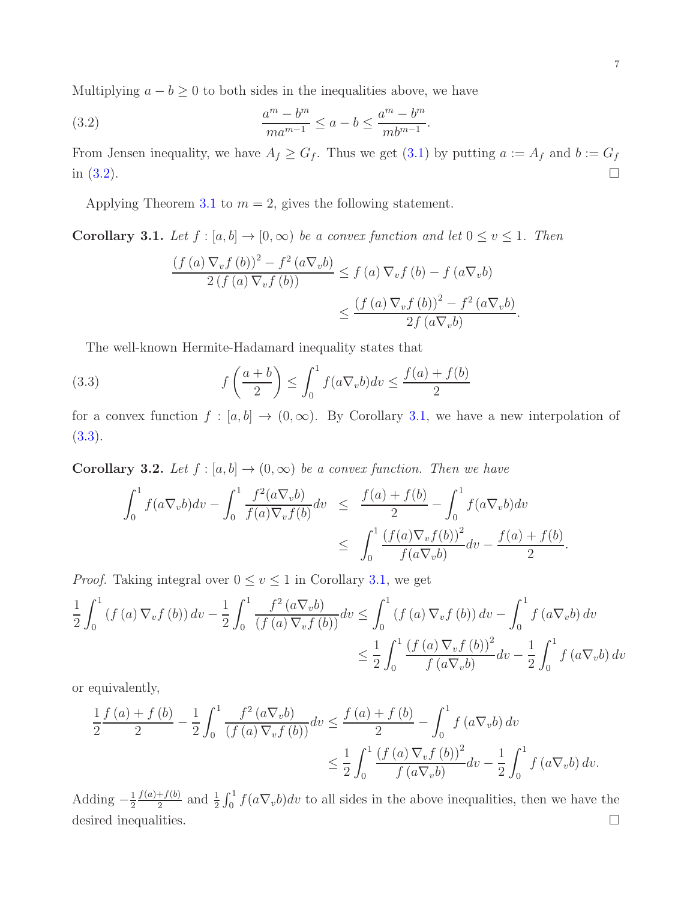Multiplying $a-b \geq 0$ to both sides in the inequalities above, we have

$$\frac{a^m - b^m}{ma^{m-1}} \leq a - b \leq \frac{a^m - b^m}{mb^{m-1}}. \tag{3.2}$$

From Jensen inequality, we have $A_f \geq G_f$. Thus we get (3.1) by putting $a := A_f$ and $b := G_f$ in (3.2). □

Applying Theorem 3.1 to $m = 2$, gives the following statement.

**Corollary 3.1.** *Let $f : [a, b] \to [0, \infty)$ be a convex function and let $0 \leq v \leq 1$. Then*

$$\frac{\left(f(a)\nabla_v f(b)\right)^2 - f^2(a\nabla_v b)}{2\left(f(a)\nabla_v f(b)\right)} \leq f(a)\nabla_v f(b) - f(a\nabla_v b)$$
$$\leq \frac{\left(f(a)\nabla_v f(b)\right)^2 - f^2(a\nabla_v b)}{2f(a\nabla_v b)}.$$

The well-known Hermite-Hadamard inequality states that

$$f\left(\frac{a+b}{2}\right) \leq \int_0^1 f(a\nabla_v b)dv \leq \frac{f(a)+f(b)}{2} \tag{3.3}$$

for a convex function $f : [a, b] \to (0, \infty)$. By Corollary 3.1, we have a new interpolation of (3.3).

**Corollary 3.2.** *Let $f : [a, b] \to (0, \infty)$ be a convex function. Then we have*

$$\int_0^1 f(a\nabla_v b)dv - \int_0^1 \frac{f^2(a\nabla_v b)}{f(a)\nabla_v f(b)}dv \leq \frac{f(a)+f(b)}{2} - \int_0^1 f(a\nabla_v b)dv$$
$$\leq \int_0^1 \frac{\left(f(a)\nabla_v f(b)\right)^2}{f(a\nabla_v b)}dv - \frac{f(a)+f(b)}{2}.$$

*Proof.* Taking integral over $0 \leq v \leq 1$ in Corollary 3.1, we get

$$\frac{1}{2}\int_0^1 \left(f(a)\nabla_v f(b)\right)dv - \frac{1}{2}\int_0^1 \frac{f^2(a\nabla_v b)}{\left(f(a)\nabla_v f(b)\right)}dv \leq \int_0^1 \left(f(a)\nabla_v f(b)\right)dv - \int_0^1 f(a\nabla_v b)dv$$
$$\leq \frac{1}{2}\int_0^1 \frac{\left(f(a)\nabla_v f(b)\right)^2}{f(a\nabla_v b)}dv - \frac{1}{2}\int_0^1 f(a\nabla_v b)dv$$

or equivalently,

$$\frac{1}{2}\frac{f(a)+f(b)}{2} - \frac{1}{2}\int_0^1 \frac{f^2(a\nabla_v b)}{\left(f(a)\nabla_v f(b)\right)}dv \leq \frac{f(a)+f(b)}{2} - \int_0^1 f(a\nabla_v b)dv$$
$$\leq \frac{1}{2}\int_0^1 \frac{\left(f(a)\nabla_v f(b)\right)^2}{f(a\nabla_v b)}dv - \frac{1}{2}\int_0^1 f(a\nabla_v b)dv.$$

Adding $-\frac{1}{2}\frac{f(a)+f(b)}{2}$ and $\frac{1}{2}\int_0^1 f(a\nabla_v b)dv$ to all sides in the above inequalities, then we have the desired inequalities. □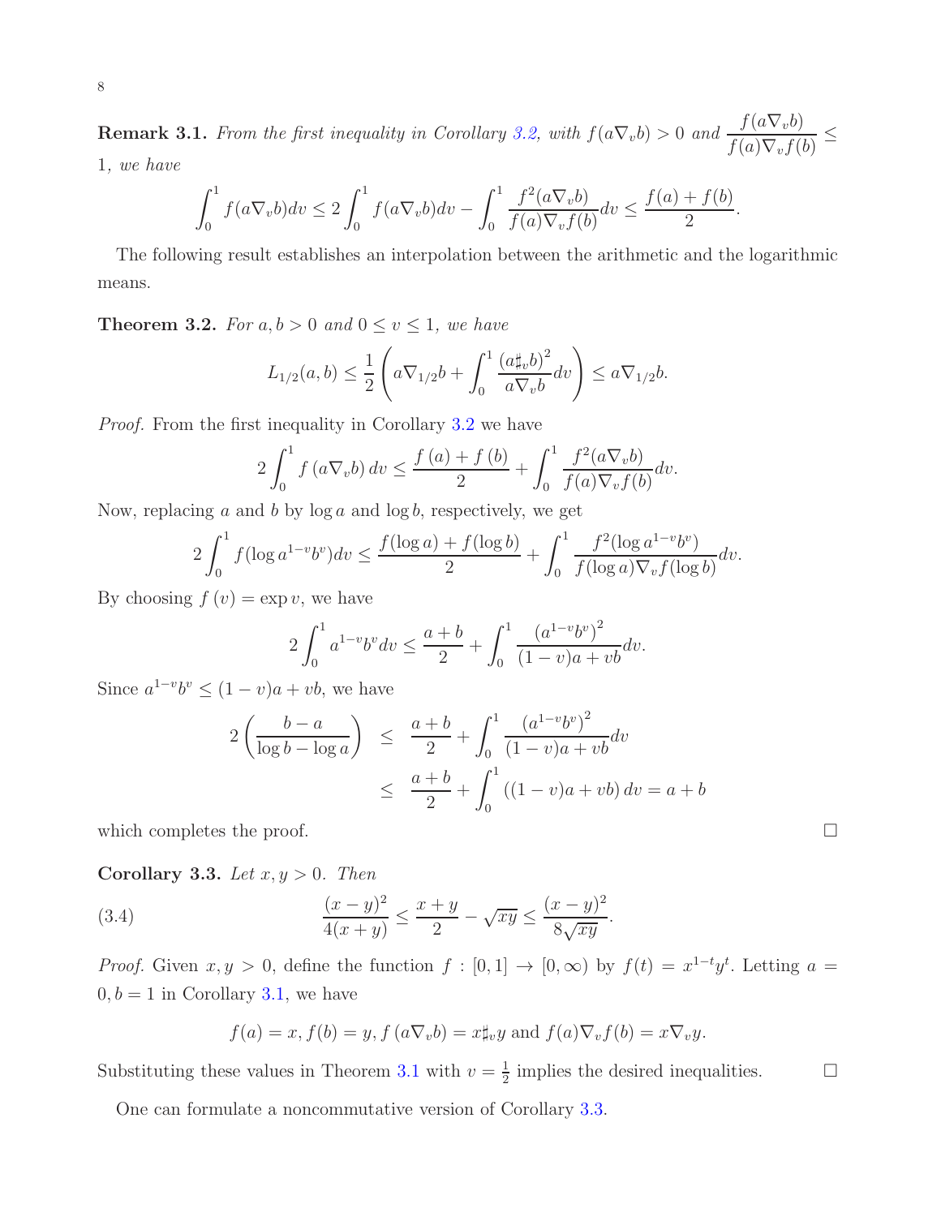**Remark 3.1.** *From the first inequality in Corollary 3.2, with $f(a\nabla_v b) > 0$ and $\dfrac{f(a\nabla_v b)}{f(a)\nabla_v f(b)} \leq 1$, we have*

$$\int_0^1 f(a\nabla_v b)dv \leq 2\int_0^1 f(a\nabla_v b)dv - \int_0^1 \frac{f^2(a\nabla_v b)}{f(a)\nabla_v f(b)}dv \leq \frac{f(a)+f(b)}{2}.$$

The following result establishes an interpolation between the arithmetic and the logarithmic means.

**Theorem 3.2.** *For $a, b > 0$ and $0 \leq v \leq 1$, we have*

$$L_{1/2}(a,b) \leq \frac{1}{2}\left(a\nabla_{1/2}b + \int_0^1 \frac{(a\sharp_v b)^2}{a\nabla_v b}dv\right) \leq a\nabla_{1/2}b.$$

*Proof.* From the first inequality in Corollary 3.2 we have

$$2\int_0^1 f\left(a\nabla_v b\right)dv \leq \frac{f\left(a\right)+f\left(b\right)}{2} + \int_0^1 \frac{f^2(a\nabla_v b)}{f(a)\nabla_v f(b)}dv.$$

Now, replacing $a$ and $b$ by $\log a$ and $\log b$, respectively, we get

$$2\int_0^1 f(\log a^{1-v}b^v)dv \leq \frac{f(\log a)+f(\log b)}{2} + \int_0^1 \frac{f^2(\log a^{1-v}b^v)}{f(\log a)\nabla_v f(\log b)}dv.$$

By choosing $f\left(v\right) = \exp v$, we have

$$2\int_0^1 a^{1-v}b^v dv \leq \frac{a+b}{2} + \int_0^1 \frac{\left(a^{1-v}b^v\right)^2}{(1-v)a+vb}dv.$$

Since $a^{1-v}b^v \leq (1-v)a+vb$, we have

$$\begin{aligned}
2\left(\frac{b-a}{\log b - \log a}\right) &\leq \frac{a+b}{2} + \int_0^1 \frac{\left(a^{1-v}b^v\right)^2}{(1-v)a+vb}dv \\
&\leq \frac{a+b}{2} + \int_0^1 \left((1-v)a+vb\right)dv = a+b
\end{aligned}$$

which completes the proof. $\square$

**Corollary 3.3.** *Let $x, y > 0$. Then*

$$\frac{(x-y)^2}{4(x+y)} \leq \frac{x+y}{2} - \sqrt{xy} \leq \frac{(x-y)^2}{8\sqrt{xy}}. \tag{3.4}$$

*Proof.* Given $x, y > 0$, define the function $f : [0,1] \to [0,\infty)$ by $f(t) = x^{1-t}y^t$. Letting $a = 0, b = 1$ in Corollary 3.1, we have

$$f(a) = x, f(b) = y, f\left(a\nabla_v b\right) = x\sharp_v y \text{ and } f(a)\nabla_v f(b) = x\nabla_v y.$$

Substituting these values in Theorem 3.1 with $v = \frac{1}{2}$ implies the desired inequalities. $\square$

One can formulate a noncommutative version of Corollary 3.3.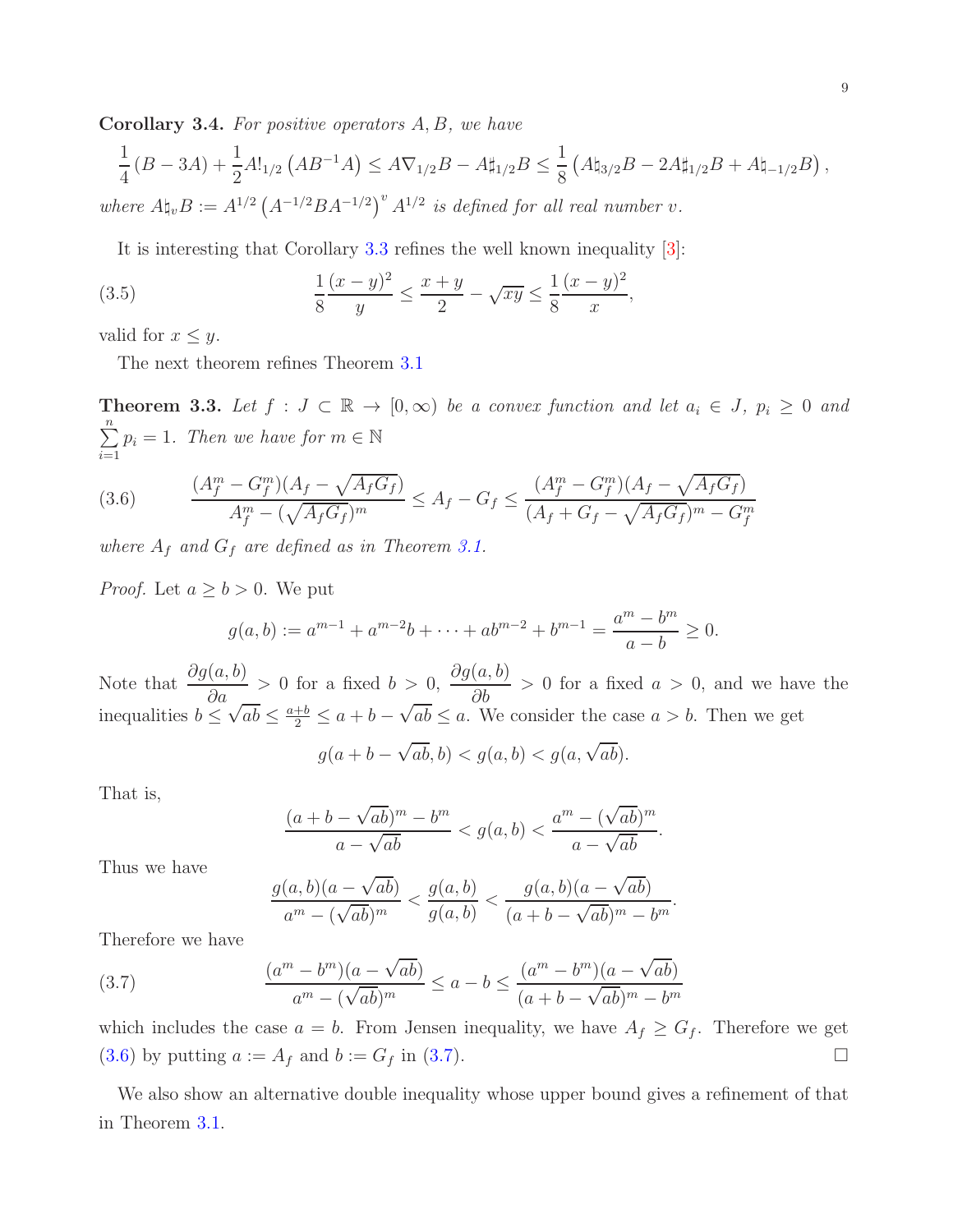**Corollary 3.4.** *For positive operators $A, B$, we have*

$$\frac{1}{4}(B-3A)+\frac{1}{2}A!_{1/2}\left(AB^{-1}A\right) \le A\nabla_{1/2}B - A\sharp_{1/2}B \le \frac{1}{8}\left(A\natural_{3/2}B - 2A\sharp_{1/2}B + A\natural_{-1/2}B\right),$$

*where $A\natural_v B := A^{1/2}\left(A^{-1/2}BA^{-1/2}\right)^v A^{1/2}$ is defined for all real number $v$.*

It is interesting that Corollary 3.3 refines the well known inequality [3]:

$$\frac{1}{8}\frac{(x-y)^2}{y} \le \frac{x+y}{2} - \sqrt{xy} \le \frac{1}{8}\frac{(x-y)^2}{x}, \tag{3.5}$$

valid for $x \le y$.

The next theorem refines Theorem 3.1

**Theorem 3.3.** *Let $f : J \subset \mathbb{R} \to [0,\infty)$ be a convex function and let $a_i \in J$, $p_i \ge 0$ and $\sum\limits_{i=1}^{n} p_i = 1$. Then we have for $m \in \mathbb{N}$*

$$\frac{(A_f^m - G_f^m)(A_f - \sqrt{A_f G_f})}{A_f^m - (\sqrt{A_f G_f})^m} \le A_f - G_f \le \frac{(A_f^m - G_f^m)(A_f - \sqrt{A_f G_f})}{(A_f + G_f - \sqrt{A_f G_f})^m - G_f^m} \tag{3.6}$$

*where $A_f$ and $G_f$ are defined as in Theorem 3.1.*

*Proof.* Let $a \ge b > 0$. We put

$$g(a,b) := a^{m-1} + a^{m-2}b + \cdots + ab^{m-2} + b^{m-1} = \frac{a^m - b^m}{a-b} \ge 0.$$

Note that $\dfrac{\partial g(a,b)}{\partial a} > 0$ for a fixed $b > 0$, $\dfrac{\partial g(a,b)}{\partial b} > 0$ for a fixed $a > 0$, and we have the inequalities $b \le \sqrt{ab} \le \frac{a+b}{2} \le a + b - \sqrt{ab} \le a$. We consider the case $a > b$. Then we get

$$g(a+b-\sqrt{ab}, b) < g(a,b) < g(a, \sqrt{ab}).$$

That is,

$$\frac{(a+b-\sqrt{ab})^m - b^m}{a - \sqrt{ab}} < g(a,b) < \frac{a^m - (\sqrt{ab})^m}{a - \sqrt{ab}}.$$

Thus we have

$$\frac{g(a,b)(a-\sqrt{ab})}{a^m - (\sqrt{ab})^m} < \frac{g(a,b)}{g(a,b)} < \frac{g(a,b)(a-\sqrt{ab})}{(a+b-\sqrt{ab})^m - b^m}.$$

Therefore we have

$$\frac{(a^m - b^m)(a - \sqrt{ab})}{a^m - (\sqrt{ab})^m} \le a - b \le \frac{(a^m - b^m)(a-\sqrt{ab})}{(a+b-\sqrt{ab})^m - b^m} \tag{3.7}$$

which includes the case $a = b$. From Jensen inequality, we have $A_f \ge G_f$. Therefore we get (3.6) by putting $a := A_f$ and $b := G_f$ in (3.7). □

We also show an alternative double inequality whose upper bound gives a refinement of that in Theorem 3.1.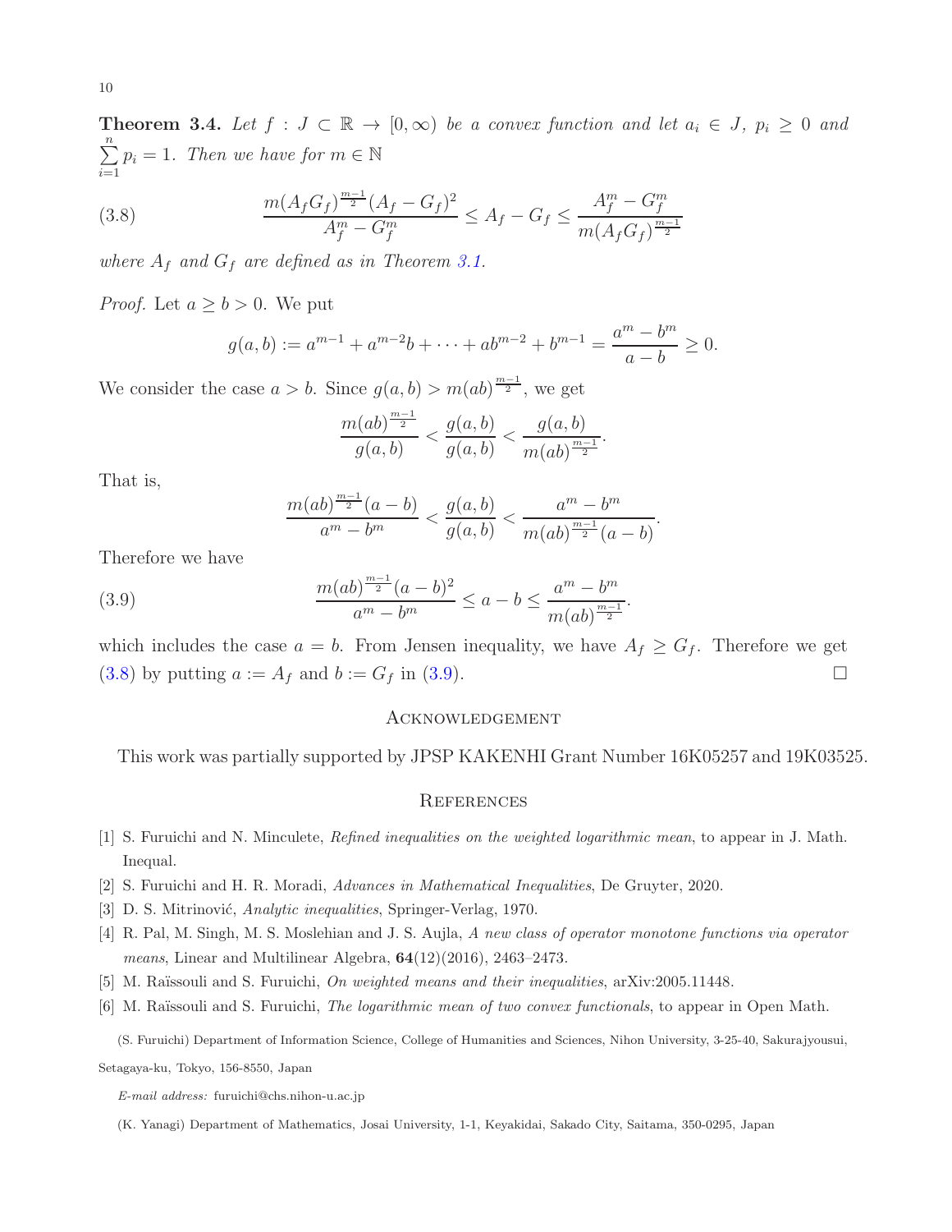**Theorem 3.4.** *Let $f : J \subset \mathbb{R} \to [0, \infty)$ be a convex function and let $a_i \in J$, $p_i \geq 0$ and $\sum_{i=1}^{n} p_i = 1$. Then we have for $m \in \mathbb{N}$*

$$\frac{m(A_f G_f)^{\frac{m-1}{2}}(A_f - G_f)^2}{A_f^m - G_f^m} \leq A_f - G_f \leq \frac{A_f^m - G_f^m}{m(A_f G_f)^{\frac{m-1}{2}}} \tag{3.8}$$

*where $A_f$ and $G_f$ are defined as in Theorem 3.1.*

*Proof.* Let $a \geq b > 0$. We put

$$g(a, b) := a^{m-1} + a^{m-2}b + \cdots + ab^{m-2} + b^{m-1} = \frac{a^m - b^m}{a - b} \geq 0.$$

We consider the case $a > b$. Since $g(a, b) > m(ab)^{\frac{m-1}{2}}$, we get

$$\frac{m(ab)^{\frac{m-1}{2}}}{g(a,b)} < \frac{g(a,b)}{g(a,b)} < \frac{g(a,b)}{m(ab)^{\frac{m-1}{2}}}.$$

That is,

$$\frac{m(ab)^{\frac{m-1}{2}}(a-b)}{a^m - b^m} < \frac{g(a,b)}{g(a,b)} < \frac{a^m - b^m}{m(ab)^{\frac{m-1}{2}}(a-b)}.$$

Therefore we have

$$\frac{m(ab)^{\frac{m-1}{2}}(a-b)^2}{a^m - b^m} \leq a - b \leq \frac{a^m - b^m}{m(ab)^{\frac{m-1}{2}}}. \tag{3.9}$$

which includes the case $a = b$. From Jensen inequality, we have $A_f \geq G_f$. Therefore we get (3.8) by putting $a := A_f$ and $b := G_f$ in (3.9). $\square$

## Acknowledgement

This work was partially supported by JPSP KAKENHI Grant Number 16K05257 and 19K03525.

## References

[1] S. Furuichi and N. Minculete, *Refined inequalities on the weighted logarithmic mean*, to appear in J. Math. Inequal.

[2] S. Furuichi and H. R. Moradi, *Advances in Mathematical Inequalities*, De Gruyter, 2020.

[3] D. S. Mitrinović, *Analytic inequalities*, Springer-Verlag, 1970.

[4] R. Pal, M. Singh, M. S. Moslehian and J. S. Aujla, *A new class of operator monotone functions via operator means*, Linear and Multilinear Algebra, **64**(12)(2016), 2463–2473.

[5] M. Raïssouli and S. Furuichi, *On weighted means and their inequalities*, arXiv:2005.11448.

[6] M. Raïssouli and S. Furuichi, *The logarithmic mean of two convex functionals*, to appear in Open Math.

(S. Furuichi) Department of Information Science, College of Humanities and Sciences, Nihon University, 3-25-40, Sakurajyousui, Setagaya-ku, Tokyo, 156-8550, Japan

*E-mail address:* furuichi@chs.nihon-u.ac.jp

(K. Yanagi) Department of Mathematics, Josai University, 1-1, Keyakidai, Sakado City, Saitama, 350-0295, Japan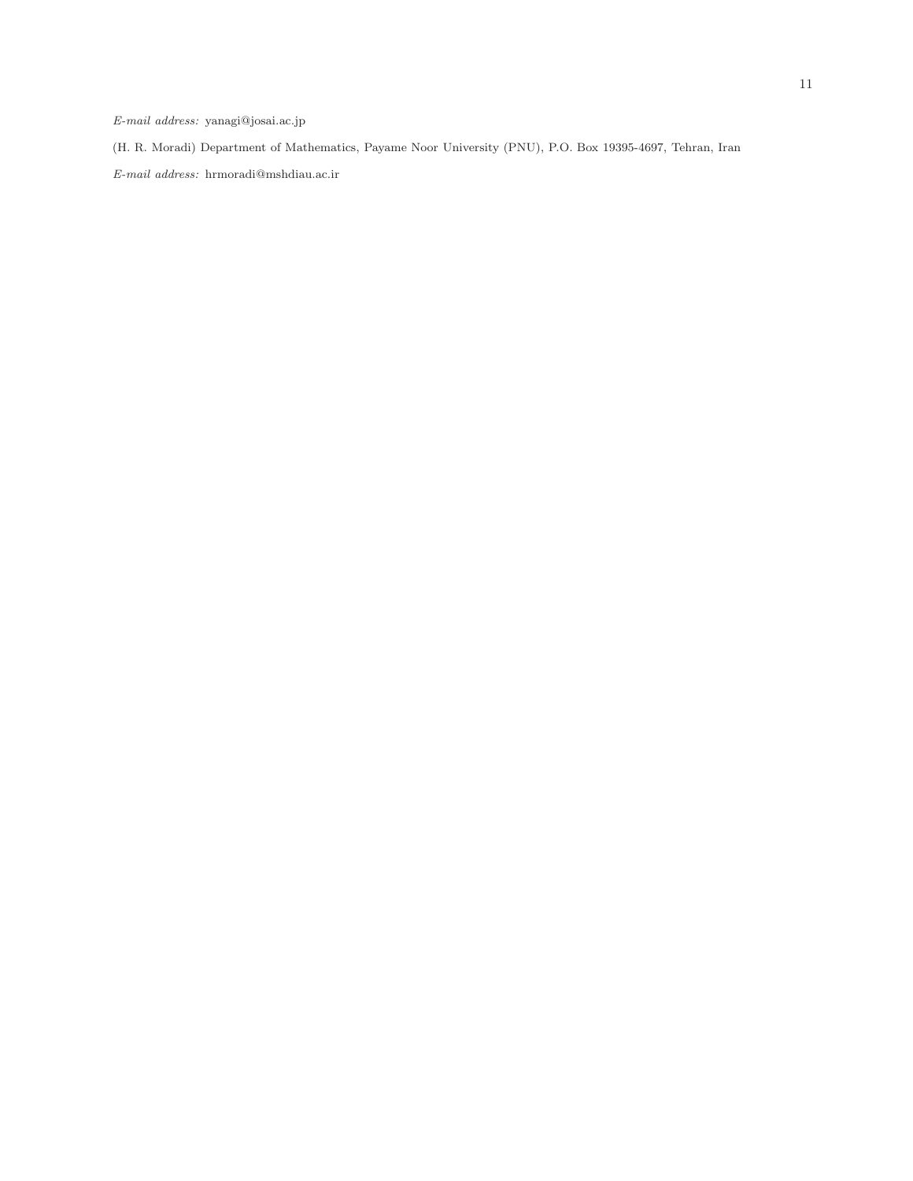*E-mail address:* yanagi@josai.ac.jp

(H. R. Moradi) Department of Mathematics, Payame Noor University (PNU), P.O. Box 19395-4697, Tehran, Iran

*E-mail address:* hrmoradi@mshdiau.ac.ir